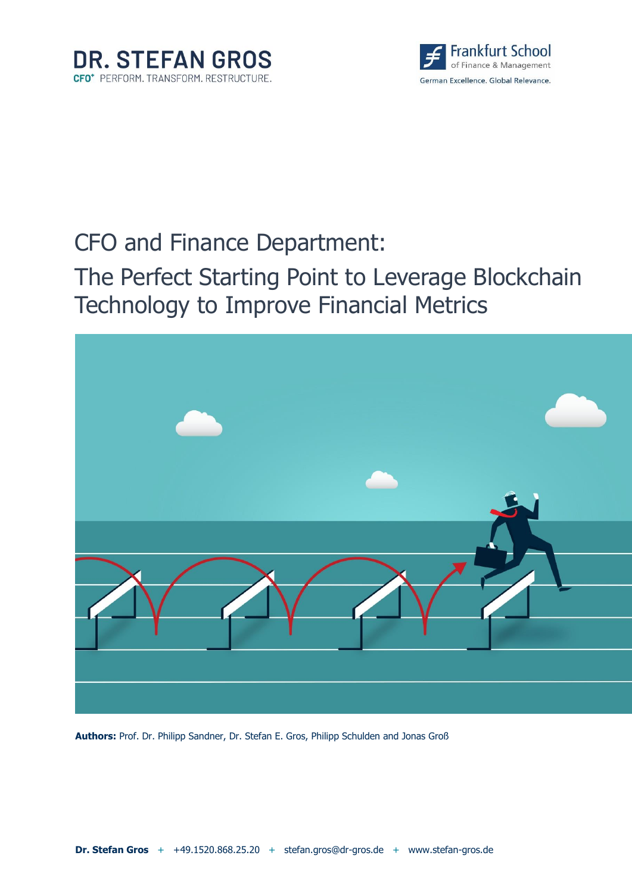DR. STEFAN GROS
CFO+ PERFORM. TRANSFORM. RESTRUCTURE.

Frankfurt School of Finance & Management
German Excellence. Global Relevance.

# CFO and Finance Department: The Perfect Starting Point to Leverage Blockchain Technology to Improve Financial Metrics

**Authors:** Prof. Dr. Philipp Sandner, Dr. Stefan E. Gros, Philipp Schulden and Jonas Groß

**Dr. Stefan Gros** + +49.1520.868.25.20 + stefan.gros@dr-gros.de + www.stefan-gros.de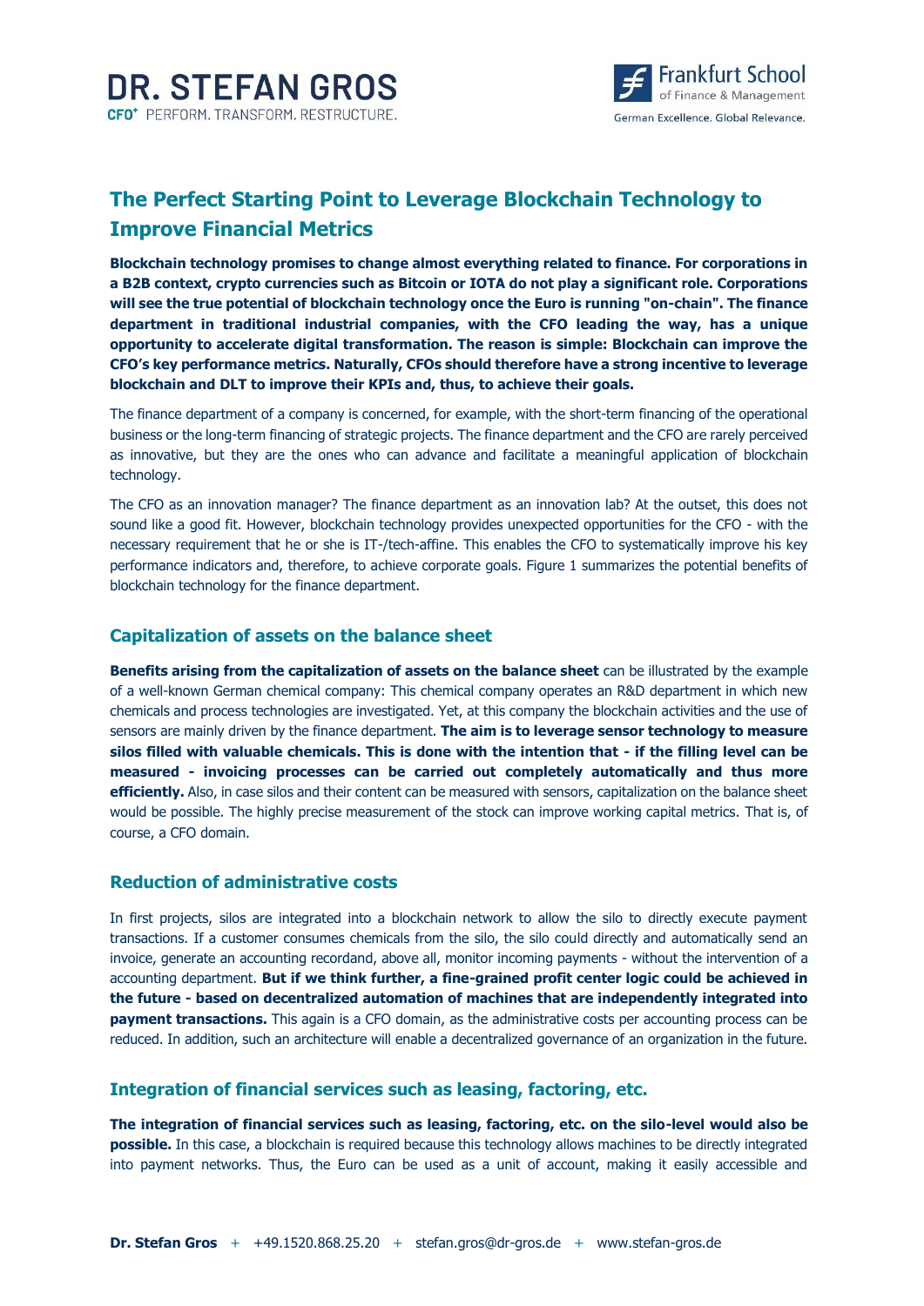## The Perfect Starting Point to Leverage Blockchain Technology to Improve Financial Metrics

**Blockchain technology promises to change almost everything related to finance. For corporations in a B2B context, crypto currencies such as Bitcoin or IOTA do not play a significant role. Corporations will see the true potential of blockchain technology once the Euro is running "on-chain". The finance department in traditional industrial companies, with the CFO leading the way, has a unique opportunity to accelerate digital transformation. The reason is simple: Blockchain can improve the CFO's key performance metrics. Naturally, CFOs should therefore have a strong incentive to leverage blockchain and DLT to improve their KPIs and, thus, to achieve their goals.**

The finance department of a company is concerned, for example, with the short-term financing of the operational business or the long-term financing of strategic projects. The finance department and the CFO are rarely perceived as innovative, but they are the ones who can advance and facilitate a meaningful application of blockchain technology.

The CFO as an innovation manager? The finance department as an innovation lab? At the outset, this does not sound like a good fit. However, blockchain technology provides unexpected opportunities for the CFO - with the necessary requirement that he or she is IT-/tech-affine. This enables the CFO to systematically improve his key performance indicators and, therefore, to achieve corporate goals. Figure 1 summarizes the potential benefits of blockchain technology for the finance department.

### Capitalization of assets on the balance sheet

**Benefits arising from the capitalization of assets on the balance sheet** can be illustrated by the example of a well-known German chemical company: This chemical company operates an R&D department in which new chemicals and process technologies are investigated. Yet, at this company the blockchain activities and the use of sensors are mainly driven by the finance department. **The aim is to leverage sensor technology to measure silos filled with valuable chemicals. This is done with the intention that - if the filling level can be measured - invoicing processes can be carried out completely automatically and thus more efficiently.** Also, in case silos and their content can be measured with sensors, capitalization on the balance sheet would be possible. The highly precise measurement of the stock can improve working capital metrics. That is, of course, a CFO domain.

### Reduction of administrative costs

In first projects, silos are integrated into a blockchain network to allow the silo to directly execute payment transactions. If a customer consumes chemicals from the silo, the silo could directly and automatically send an invoice, generate an accounting recordand, above all, monitor incoming payments - without the intervention of a accounting department. **But if we think further, a fine-grained profit center logic could be achieved in the future - based on decentralized automation of machines that are independently integrated into payment transactions.** This again is a CFO domain, as the administrative costs per accounting process can be reduced. In addition, such an architecture will enable a decentralized governance of an organization in the future.

### Integration of financial services such as leasing, factoring, etc.

**The integration of financial services such as leasing, factoring, etc. on the silo-level would also be possible.** In this case, a blockchain is required because this technology allows machines to be directly integrated into payment networks. Thus, the Euro can be used as a unit of account, making it easily accessible and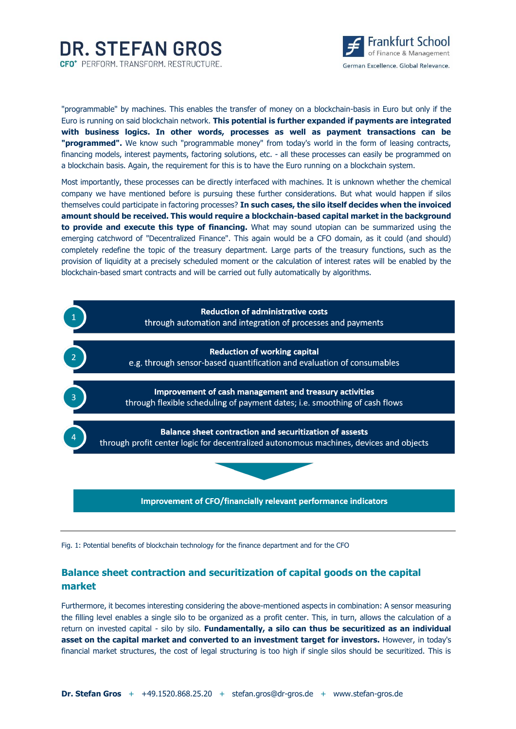"programmable" by machines. This enables the transfer of money on a blockchain-basis in Euro but only if the Euro is running on said blockchain network. **This potential is further expanded if payments are integrated with business logics. In other words, processes as well as payment transactions can be "programmed".** We know such "programmable money" from today's world in the form of leasing contracts, financing models, interest payments, factoring solutions, etc. - all these processes can easily be programmed on a blockchain basis. Again, the requirement for this is to have the Euro running on a blockchain system.

Most importantly, these processes can be directly interfaced with machines. It is unknown whether the chemical company we have mentioned before is pursuing these further considerations. But what would happen if silos themselves could participate in factoring processes? **In such cases, the silo itself decides when the invoiced amount should be received. This would require a blockchain-based capital market in the background to provide and execute this type of financing.** What may sound utopian can be summarized using the emerging catchword of "Decentralized Finance". This again would be a CFO domain, as it could (and should) completely redefine the topic of the treasury department. Large parts of the treasury functions, such as the provision of liquidity at a precisely scheduled moment or the calculation of interest rates will be enabled by the blockchain-based smart contracts and will be carried out fully automatically by algorithms.

1. **Reduction of administrative costs**
   through automation and integration of processes and payments
2. **Reduction of working capital**
   e.g. through sensor-based quantification and evaluation of consumables
3. **Improvement of cash management and treasury activities**
   through flexible scheduling of payment dates; i.e. smoothing of cash flows
4. **Balance sheet contraction and securitization of assests**
   through profit center logic for decentralized autonomous machines, devices and objects

**Improvement of CFO/financially relevant performance indicators**

Fig. 1: Potential benefits of blockchain technology for the finance department and for the CFO

## Balance sheet contraction and securitization of capital goods on the capital market

Furthermore, it becomes interesting considering the above-mentioned aspects in combination: A sensor measuring the filling level enables a single silo to be organized as a profit center. This, in turn, allows the calculation of a return on invested capital - silo by silo. **Fundamentally, a silo can thus be securitized as an individual asset on the capital market and converted to an investment target for investors.** However, in today's financial market structures, the cost of legal structuring is too high if single silos should be securitized. This is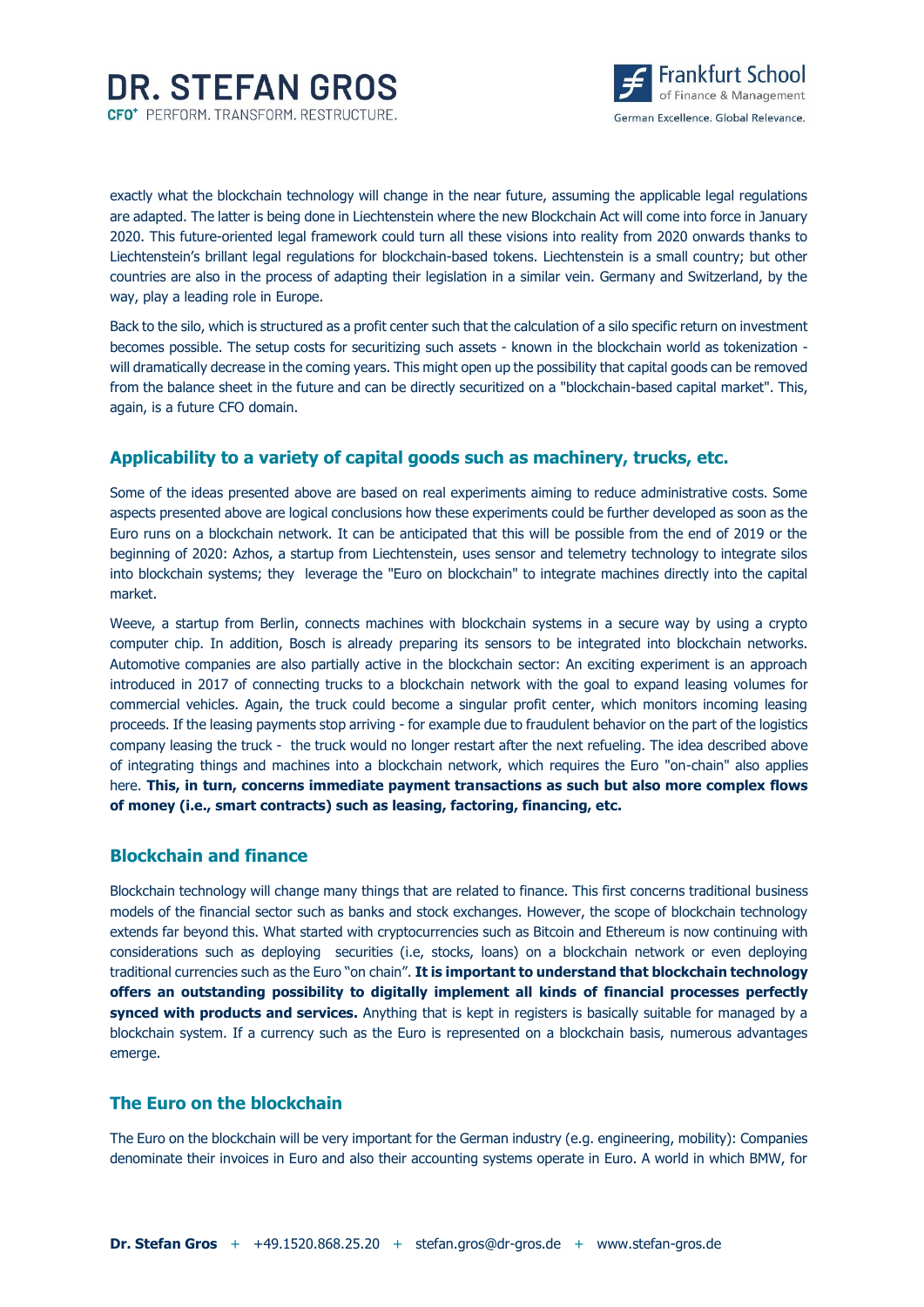exactly what the blockchain technology will change in the near future, assuming the applicable legal regulations are adapted. The latter is being done in Liechtenstein where the new Blockchain Act will come into force in January 2020. This future-oriented legal framework could turn all these visions into reality from 2020 onwards thanks to Liechtenstein's brillant legal regulations for blockchain-based tokens. Liechtenstein is a small country; but other countries are also in the process of adapting their legislation in a similar vein. Germany and Switzerland, by the way, play a leading role in Europe.

Back to the silo, which is structured as a profit center such that the calculation of a silo specific return on investment becomes possible. The setup costs for securitizing such assets - known in the blockchain world as tokenization - will dramatically decrease in the coming years. This might open up the possibility that capital goods can be removed from the balance sheet in the future and can be directly securitized on a "blockchain-based capital market". This, again, is a future CFO domain.

## Applicability to a variety of capital goods such as machinery, trucks, etc.

Some of the ideas presented above are based on real experiments aiming to reduce administrative costs. Some aspects presented above are logical conclusions how these experiments could be further developed as soon as the Euro runs on a blockchain network. It can be anticipated that this will be possible from the end of 2019 or the beginning of 2020: Azhos, a startup from Liechtenstein, uses sensor and telemetry technology to integrate silos into blockchain systems; they leverage the "Euro on blockchain" to integrate machines directly into the capital market.

Weeve, a startup from Berlin, connects machines with blockchain systems in a secure way by using a crypto computer chip. In addition, Bosch is already preparing its sensors to be integrated into blockchain networks. Automotive companies are also partially active in the blockchain sector: An exciting experiment is an approach introduced in 2017 of connecting trucks to a blockchain network with the goal to expand leasing volumes for commercial vehicles. Again, the truck could become a singular profit center, which monitors incoming leasing proceeds. If the leasing payments stop arriving - for example due to fraudulent behavior on the part of the logistics company leasing the truck - the truck would no longer restart after the next refueling. The idea described above of integrating things and machines into a blockchain network, which requires the Euro "on-chain" also applies here. **This, in turn, concerns immediate payment transactions as such but also more complex flows of money (i.e., smart contracts) such as leasing, factoring, financing, etc.**

## Blockchain and finance

Blockchain technology will change many things that are related to finance. This first concerns traditional business models of the financial sector such as banks and stock exchanges. However, the scope of blockchain technology extends far beyond this. What started with cryptocurrencies such as Bitcoin and Ethereum is now continuing with considerations such as deploying securities (i.e, stocks, loans) on a blockchain network or even deploying traditional currencies such as the Euro "on chain". **It is important to understand that blockchain technology offers an outstanding possibility to digitally implement all kinds of financial processes perfectly synced with products and services.** Anything that is kept in registers is basically suitable for managed by a blockchain system. If a currency such as the Euro is represented on a blockchain basis, numerous advantages emerge.

## The Euro on the blockchain

The Euro on the blockchain will be very important for the German industry (e.g. engineering, mobility): Companies denominate their invoices in Euro and also their accounting systems operate in Euro. A world in which BMW, for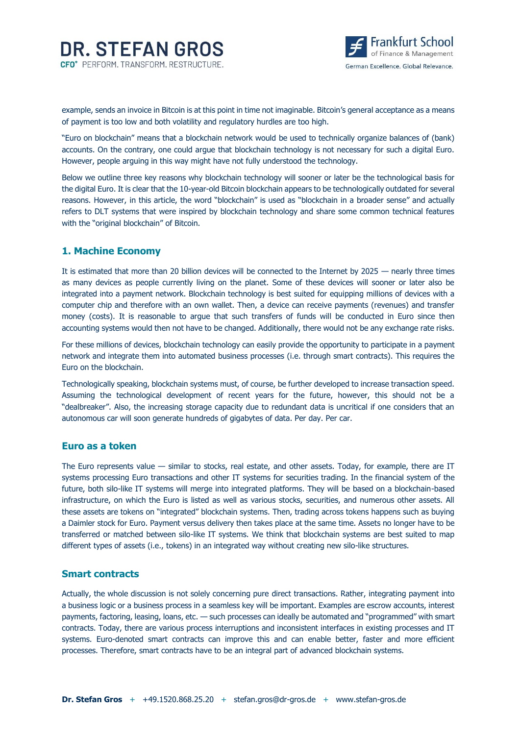example, sends an invoice in Bitcoin is at this point in time not imaginable. Bitcoin's general acceptance as a means of payment is too low and both volatility and regulatory hurdles are too high.

"Euro on blockchain" means that a blockchain network would be used to technically organize balances of (bank) accounts. On the contrary, one could argue that blockchain technology is not necessary for such a digital Euro. However, people arguing in this way might have not fully understood the technology.

Below we outline three key reasons why blockchain technology will sooner or later be the technological basis for the digital Euro. It is clear that the 10-year-old Bitcoin blockchain appears to be technologically outdated for several reasons. However, in this article, the word "blockchain" is used as "blockchain in a broader sense" and actually refers to DLT systems that were inspired by blockchain technology and share some common technical features with the "original blockchain" of Bitcoin.

## 1. Machine Economy

It is estimated that more than 20 billion devices will be connected to the Internet by 2025 — nearly three times as many devices as people currently living on the planet. Some of these devices will sooner or later also be integrated into a payment network. Blockchain technology is best suited for equipping millions of devices with a computer chip and therefore with an own wallet. Then, a device can receive payments (revenues) and transfer money (costs). It is reasonable to argue that such transfers of funds will be conducted in Euro since then accounting systems would then not have to be changed. Additionally, there would not be any exchange rate risks.

For these millions of devices, blockchain technology can easily provide the opportunity to participate in a payment network and integrate them into automated business processes (i.e. through smart contracts). This requires the Euro on the blockchain.

Technologically speaking, blockchain systems must, of course, be further developed to increase transaction speed. Assuming the technological development of recent years for the future, however, this should not be a "dealbreaker". Also, the increasing storage capacity due to redundant data is uncritical if one considers that an autonomous car will soon generate hundreds of gigabytes of data. Per day. Per car.

## Euro as a token

The Euro represents value — similar to stocks, real estate, and other assets. Today, for example, there are IT systems processing Euro transactions and other IT systems for securities trading. In the financial system of the future, both silo-like IT systems will merge into integrated platforms. They will be based on a blockchain-based infrastructure, on which the Euro is listed as well as various stocks, securities, and numerous other assets. All these assets are tokens on "integrated" blockchain systems. Then, trading across tokens happens such as buying a Daimler stock for Euro. Payment versus delivery then takes place at the same time. Assets no longer have to be transferred or matched between silo-like IT systems. We think that blockchain systems are best suited to map different types of assets (i.e., tokens) in an integrated way without creating new silo-like structures.

## Smart contracts

Actually, the whole discussion is not solely concerning pure direct transactions. Rather, integrating payment into a business logic or a business process in a seamless key will be important. Examples are escrow accounts, interest payments, factoring, leasing, loans, etc. — such processes can ideally be automated and "programmed" with smart contracts. Today, there are various process interruptions and inconsistent interfaces in existing processes and IT systems. Euro-denoted smart contracts can improve this and can enable better, faster and more efficient processes. Therefore, smart contracts have to be an integral part of advanced blockchain systems.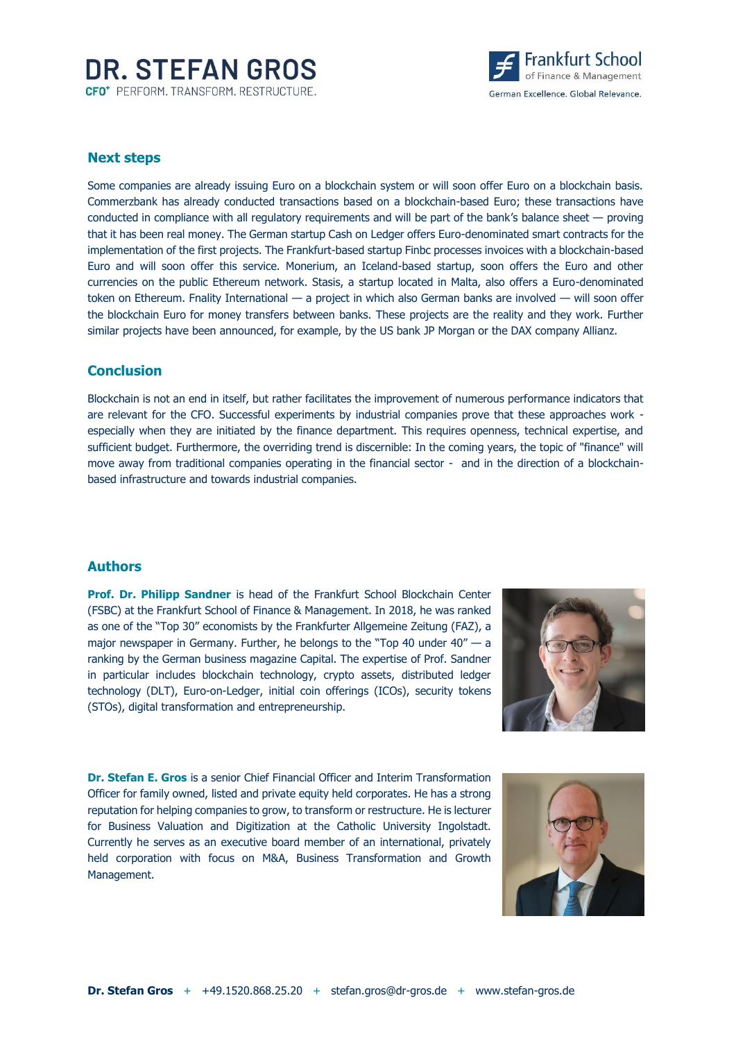## Next steps

Some companies are already issuing Euro on a blockchain system or will soon offer Euro on a blockchain basis. Commerzbank has already conducted transactions based on a blockchain-based Euro; these transactions have conducted in compliance with all regulatory requirements and will be part of the bank's balance sheet — proving that it has been real money. The German startup Cash on Ledger offers Euro-denominated smart contracts for the implementation of the first projects. The Frankfurt-based startup Finbc processes invoices with a blockchain-based Euro and will soon offer this service. Monerium, an Iceland-based startup, soon offers the Euro and other currencies on the public Ethereum network. Stasis, a startup located in Malta, also offers a Euro-denominated token on Ethereum. Fnality International — a project in which also German banks are involved — will soon offer the blockchain Euro for money transfers between banks. These projects are the reality and they work. Further similar projects have been announced, for example, by the US bank JP Morgan or the DAX company Allianz.

## Conclusion

Blockchain is not an end in itself, but rather facilitates the improvement of numerous performance indicators that are relevant for the CFO. Successful experiments by industrial companies prove that these approaches work - especially when they are initiated by the finance department. This requires openness, technical expertise, and sufficient budget. Furthermore, the overriding trend is discernible: In the coming years, the topic of "finance" will move away from traditional companies operating in the financial sector - and in the direction of a blockchain-based infrastructure and towards industrial companies.

## Authors

**Prof. Dr. Philipp Sandner** is head of the Frankfurt School Blockchain Center (FSBC) at the Frankfurt School of Finance & Management. In 2018, he was ranked as one of the "Top 30" economists by the Frankfurter Allgemeine Zeitung (FAZ), a major newspaper in Germany. Further, he belongs to the "Top 40 under 40" — a ranking by the German business magazine Capital. The expertise of Prof. Sandner in particular includes blockchain technology, crypto assets, distributed ledger technology (DLT), Euro-on-Ledger, initial coin offerings (ICOs), security tokens (STOs), digital transformation and entrepreneurship.

**Dr. Stefan E. Gros** is a senior Chief Financial Officer and Interim Transformation Officer for family owned, listed and private equity held corporates. He has a strong reputation for helping companies to grow, to transform or restructure. He is lecturer for Business Valuation and Digitization at the Catholic University Ingolstadt. Currently he serves as an executive board member of an international, privately held corporation with focus on M&A, Business Transformation and Growth Management.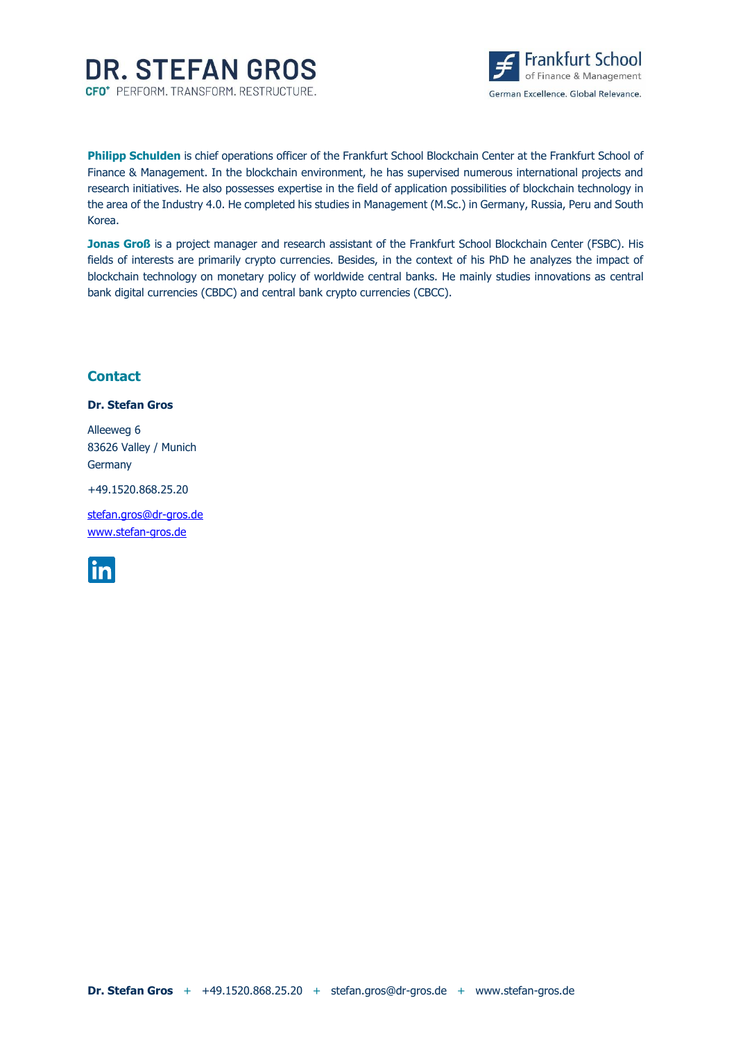**Philipp Schulden** is chief operations officer of the Frankfurt School Blockchain Center at the Frankfurt School of Finance & Management. In the blockchain environment, he has supervised numerous international projects and research initiatives. He also possesses expertise in the field of application possibilities of blockchain technology in the area of the Industry 4.0. He completed his studies in Management (M.Sc.) in Germany, Russia, Peru and South Korea.

**Jonas Groß** is a project manager and research assistant of the Frankfurt School Blockchain Center (FSBC). His fields of interests are primarily crypto currencies. Besides, in the context of his PhD he analyzes the impact of blockchain technology on monetary policy of worldwide central banks. He mainly studies innovations as central bank digital currencies (CBDC) and central bank crypto currencies (CBCC).

## Contact

**Dr. Stefan Gros**

Alleeweg 6
83626 Valley / Munich
Germany

+49.1520.868.25.20

stefan.gros@dr-gros.de
www.stefan-gros.de